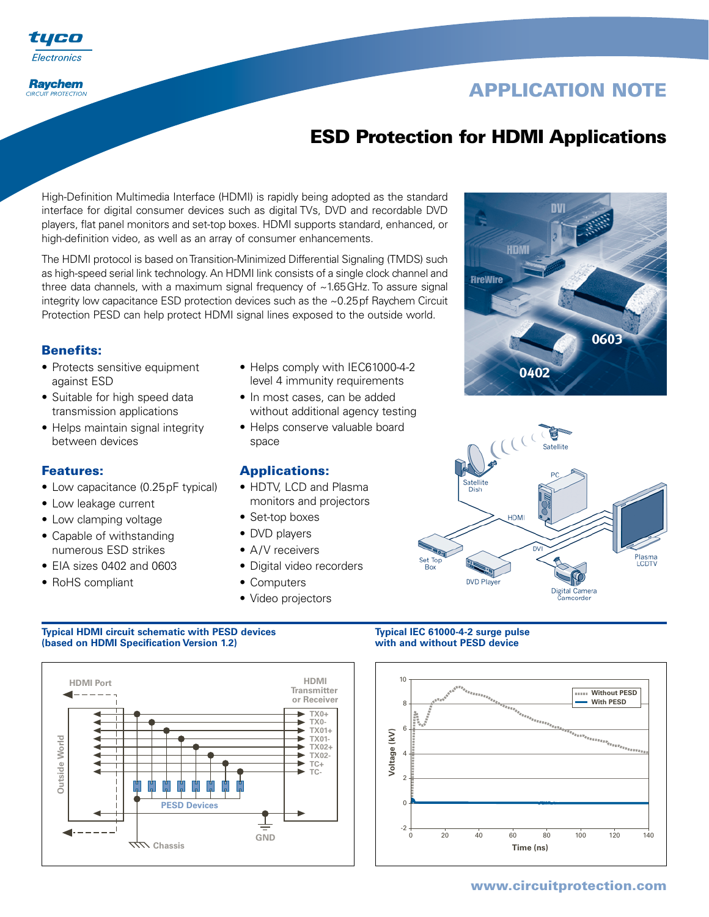# APPLICATION NOTE

## ESD Protection for HDMI Applications

High-Definition Multimedia Interface (HDMI) is rapidly being adopted as the standard interface for digital consumer devices such as digital TVs, DVD and recordable DVD players, flat panel monitors and set-top boxes. HDMI supports standard, enhanced, or high-definition video, as well as an array of consumer enhancements.

The HDMI protocol is based on Transition-Minimized Differential Signaling (TMDS) such as high-speed serial link technology. An HDMI link consists of a single clock channel and three data channels, with a maximum signal frequency of ~1.65GHz. To assure signal integrity low capacitance ESD protection devices such as the ~0.25pf Raychem Circuit Protection PESD can help protect HDMI signal lines exposed to the outside world.

### Benefits:

- Protects sensitive equipment against ESD
- Suitable for high speed data transmission applications
- Helps maintain signal integrity between devices
- Helps comply with IEC61000-4-2 level 4 immunity requirements
- In most cases, can be added without additional agency testing
- Helps conserve valuable board space

### Features:

- Low capacitance (0.25pF typical)
- Low leakage current
- Low clamping voltage
- Capable of withstanding numerous ESD strikes
- EIA sizes 0402 and 0603
- RoHS compliant

### Applications:

- HDTV, LCD and Plasma monitors and projectors
- Set-top boxes
- DVD players
- A/V receivers
- Digital video recorders
- Computers
- Video projectors

**Typical HDMI circuit schematic with PESD devices (based on HDMI Specification Version 1.2)**

**Typical IEC 61000-4-2 surge pulse with and without PESD device**

www.circuitprotection.com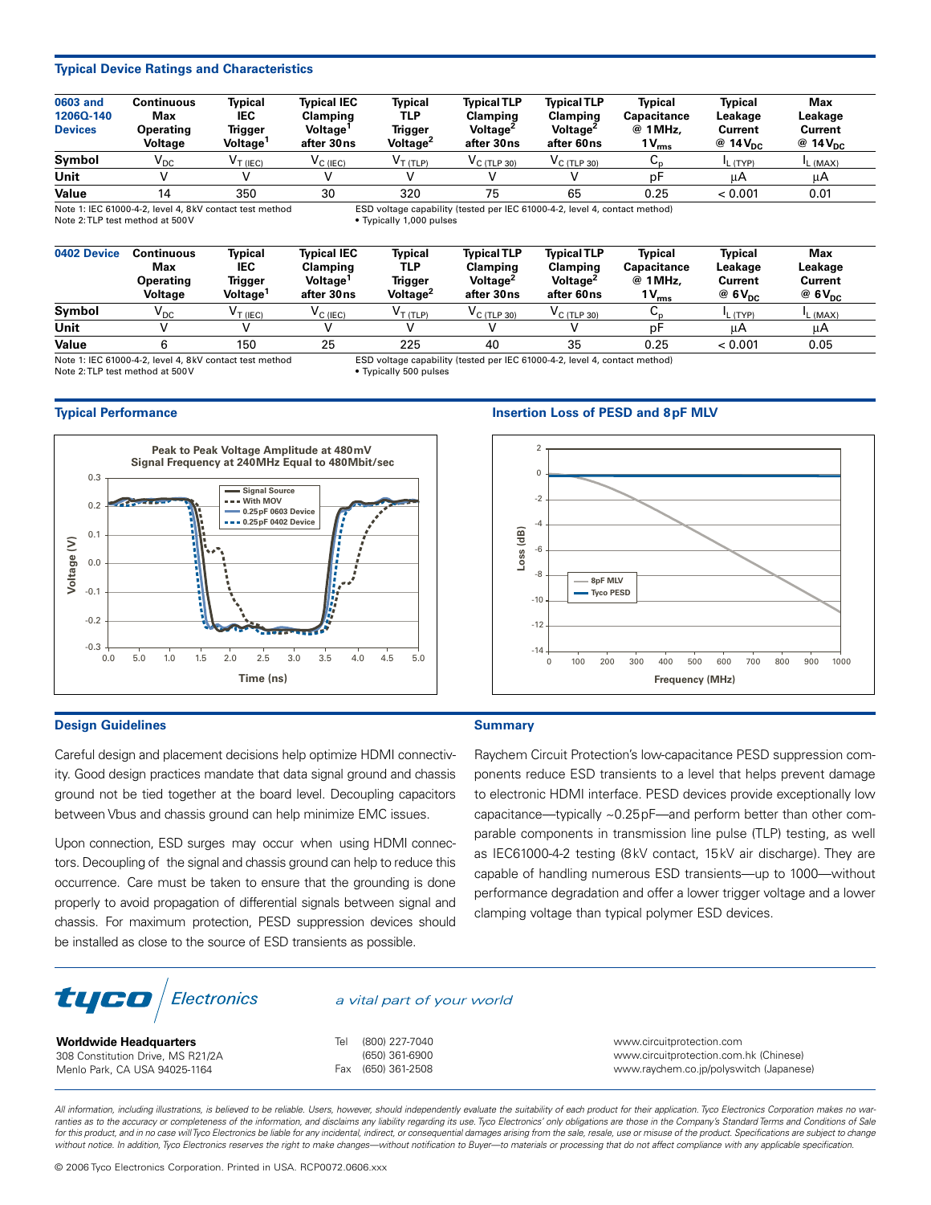## Typical Device Ratings and Characteristics

| 0603 and 1206Q-140 Devices | Continuous Max Operating Voltage | Typical IEC Trigger Voltage[1] | Typical IEC Clamping Voltage[1] after 30ns | Typical TLP Trigger Voltage[2] | Typical TLP Clamping Voltage[2] after 30ns | Typical TLP Clamping Voltage[2] after 60ns | Typical Capacitance @ 1MHz, $1V_{rms}$ | Typical Leakage Current @ $14V_{DC}$ | Max Leakage Current @ $14V_{DC}$ |
|---|---|---|---|---|---|---|---|---|---|
| **Symbol** | $V_{DC}$ | $V_{T\,(IEC)}$ | $V_{C\,(IEC)}$ | $V_{T\,(TLP)}$ | $V_{C\,(TLP\,30)}$ | $V_{C\,(TLP\,30)}$ | $C_p$ | $I_{L\,(TYP)}$ | $I_{L\,(MAX)}$ |
| **Unit** | V | V | V | V | V | V | pF | µA | µA |
| **Value** | 14 | 350 | 30 | 320 | 75 | 65 | 0.25 | < 0.001 | 0.01 |

Note 1: IEC 61000-4-2, level 4, 8kV contact test method
Note 2: TLP test method at 500V

ESD voltage capability (tested per IEC 61000-4-2, level 4, contact method)
- Typically 1,000 pulses

| 0402 Device | Continuous Max Operating Voltage | Typical IEC Trigger Voltage[1] | Typical IEC Clamping Voltage[1] after 30ns | Typical TLP Trigger Voltage[2] | Typical TLP Clamping Voltage[2] after 30ns | Typical TLP Clamping Voltage[2] after 60ns | Typical Capacitance @ 1MHz, $1V_{rms}$ | Typical Leakage Current @ $6V_{DC}$ | Max Leakage Current @ $6V_{DC}$ |
|---|---|---|---|---|---|---|---|---|---|
| **Symbol** | $V_{DC}$ | $V_{T\,(IEC)}$ | $V_{C\,(IEC)}$ | $V_{T\,(TLP)}$ | $V_{C\,(TLP\,30)}$ | $V_{C\,(TLP\,30)}$ | $C_p$ | $I_{L\,(TYP)}$ | $I_{L\,(MAX)}$ |
| **Unit** | V | V | V | V | V | V | pF | µA | µA |
| **Value** | 6 | 150 | 25 | 225 | 40 | 35 | 0.25 | < 0.001 | 0.05 |

Note 1: IEC 61000-4-2, level 4, 8kV contact test method
Note 2: TLP test method at 500V

ESD voltage capability (tested per IEC 61000-4-2, level 4, contact method)
- Typically 500 pulses

## Typical Performance

Peak to Peak Voltage Amplitude at 480mV
Signal Frequency at 240MHz Equal to 480Mbit/sec

Voltage (V)
0.3
0.2
0.1
0.0
-0.1
-0.2
-0.3

Time (ns)
0.0 5.0 1.0 1.5 2.0 2.5 3.0 3.5 4.0 4.5 5.0

Signal Source
With MOV
0.25pF 0603 Device
0.25pF 0402 Device

## Insertion Loss of PESD and 8pF MLV

Loss (dB)
2
0
-2
-4
-6
-8
-10
-12
-14

Frequency (MHz)
0 100 200 300 400 500 600 700 800 900 1000

8pF MLV
Tyco PESD

## Design Guidelines

Careful design and placement decisions help optimize HDMI connectivity. Good design practices mandate that data signal ground and chassis ground not be tied together at the board level. Decoupling capacitors between Vbus and chassis ground can help minimize EMC issues.

Upon connection, ESD surges may occur when using HDMI connectors. Decoupling of the signal and chassis ground can help to reduce this occurrence. Care must be taken to ensure that the grounding is done properly to avoid propagation of differential signals between signal and chassis. For maximum protection, PESD suppression devices should be installed as close to the source of ESD transients as possible.

## Summary

Raychem Circuit Protection's low-capacitance PESD suppression components reduce ESD transients to a level that helps prevent damage to electronic HDMI interface. PESD devices provide exceptionally low capacitance—typically ~0.25pF—and perform better than other comparable components in transmission line pulse (TLP) testing, as well as IEC61000-4-2 testing (8kV contact, 15kV air discharge). They are capable of handling numerous ESD transients—up to 1000—without performance degradation and offer a lower trigger voltage and a lower clamping voltage than typical polymer ESD devices.

tyco Electronics

*a vital part of your world*

**Worldwide Headquarters**
308 Constitution Drive, MS R21/2A
Menlo Park, CA USA 94025-1164

Tel (800) 227-7040
(650) 361-6900
Fax (650) 361-2508

www.circuitprotection.com
www.circuitprotection.com.hk (Chinese)
www.raychem.co.jp/polyswitch (Japanese)

*All information, including illustrations, is believed to be reliable. Users, however, should independently evaluate the suitability of each product for their application. Tyco Electronics Corporation makes no warranties as to the accuracy or completeness of the information, and disclaims any liability regarding its use. Tyco Electronics' only obligations are those in the Company's Standard Terms and Conditions of Sale for this product, and in no case will Tyco Electronics be liable for any incidental, indirect, or consequential damages arising from the sale, resale, use or misuse of the product. Specifications are subject to change without notice. In addition, Tyco Electronics reserves the right to make changes—without notification to Buyer—to materials or processing that do not affect compliance with any applicable specification.*

© 2006 Tyco Electronics Corporation. Printed in USA. RCP0072.0606.xxx